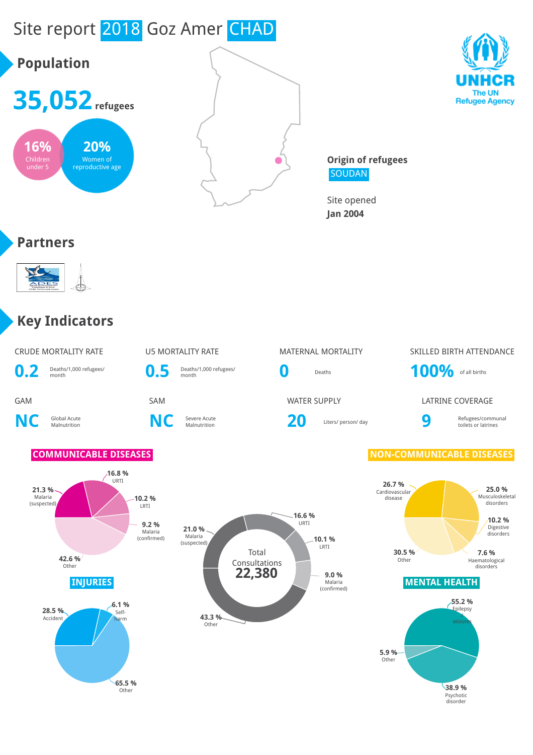# Site report 2018 Goz Amer CHAD

## Population

**35,052** refugees

- **16%** Children under 5
- **20%** Women of reproductive age

**Origin of refugees**
SOUDAN

Site opened
**Jan 2004**

UNHCR
The UN Refugee Agency

## Partners

## Key Indicators

| Indicator | Value | Unit |
|---|---|---|
| CRUDE MORTALITY RATE | 0.2 | Deaths/1,000 refugees/ month |
| U5 MORTALITY RATE | 0.5 | Deaths/1,000 refugees/ month |
| MATERNAL MORTALITY | 0 | Deaths |
| SKILLED BIRTH ATTENDANCE | 100% | of all births |
| GAM | NC | Global Acute Malnutrition |
| SAM | NC | Severe Acute Malnutrition |
| WATER SUPPLY | 20 | Liters/ person/ day |
| LATRINE COVERAGE | 9 | Refugees/communal toilets or latrines |

### COMMUNICABLE DISEASES

- 21.3 % Malaria (suspected)
- 16.8 % URTI
- 10.2 % LRTI
- 9.2 % Malaria (confirmed)
- 42.6 % Other

### Total Consultations 22,380

- 16.6 % URTI
- 10.1 % LRTI
- 9.0 % Malaria (confirmed)
- 21.0 % Malaria (suspected)
- 43.3 % Other

### NON-COMMUNICABLE DISEASES

- 26.7 % Cardiovascular disease
- 25.0 % Musculoskeletal disorders
- 10.2 % Digestive disorders
- 7.6 % Haematological disorders
- 30.5 % Other

### INJURIES

- 28.5 % Accident
- 6.1 % Self-harm
- 65.5 % Other

### MENTAL HEALTH

- 55.2 % Epilepsy seizures
- 38.9 % Psychotic disorder
- 5.9 % Other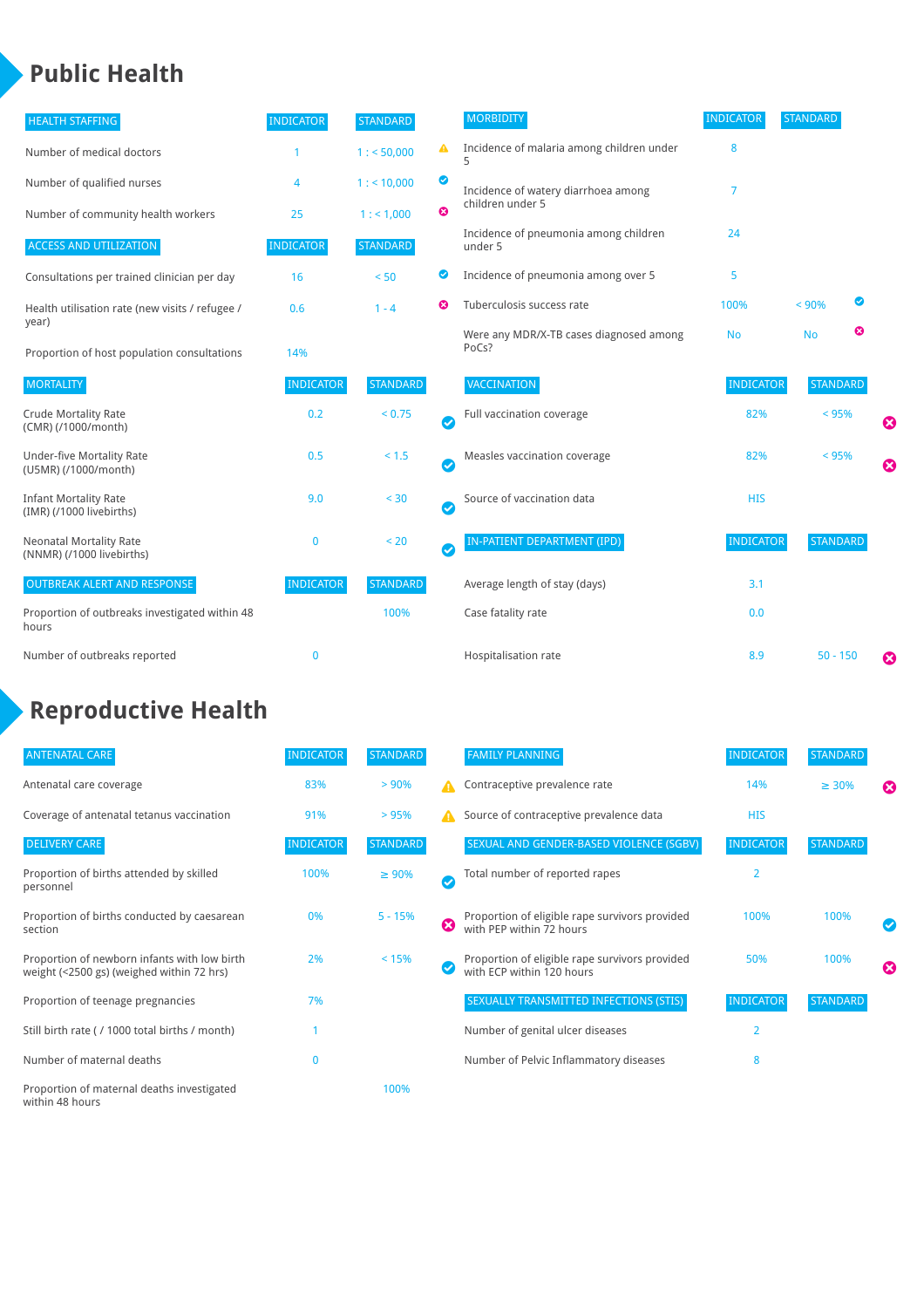# Public Health

| HEALTH STAFFING | INDICATOR | STANDARD | |
|---|---|---|---|
| Number of medical doctors | 1 | 1 : < 50,000 | ⚠ |
| Number of qualified nurses | 4 | 1 : < 10,000 | ✔ |
| Number of community health workers | 25 | 1 : < 1,000 | ✖ |

| ACCESS AND UTILIZATION | INDICATOR | STANDARD | |
|---|---|---|---|
| Consultations per trained clinician per day | 16 | < 50 | ✔ |
| Health utilisation rate (new visits / refugee / year) | 0.6 | 1 - 4 | ✖ |
| Proportion of host population consultations | 14% | | |

| MORTALITY | INDICATOR | STANDARD | |
|---|---|---|---|
| Crude Mortality Rate (CMR) (/1000/month) | 0.2 | < 0.75 | ✔ |
| Under-five Mortality Rate (U5MR) (/1000/month) | 0.5 | < 1.5 | ✔ |
| Infant Mortality Rate (IMR) (/1000 livebirths) | 9.0 | < 30 | ✔ |
| Neonatal Mortality Rate (NNMR) (/1000 livebirths) | 0 | < 20 | ✔ |

| OUTBREAK ALERT AND RESPONSE | INDICATOR | STANDARD | |
|---|---|---|---|
| Proportion of outbreaks investigated within 48 hours | | 100% | |
| Number of outbreaks reported | 0 | | |

| MORBIDITY | INDICATOR | STANDARD | |
|---|---|---|---|
| Incidence of malaria among children under 5 | 8 | | |
| Incidence of watery diarrhoea among children under 5 | 7 | | |
| Incidence of pneumonia among children under 5 | 24 | | |
| Incidence of pneumonia among over 5 | 5 | | |
| Tuberculosis success rate | 100% | < 90% | ✔ |
| Were any MDR/X-TB cases diagnosed among PoCs? | No | No | ✖ |

| VACCINATION | INDICATOR | STANDARD | |
|---|---|---|---|
| Full vaccination coverage | 82% | < 95% | ✖ |
| Measles vaccination coverage | 82% | < 95% | ✖ |
| Source of vaccination data | HIS | | |

| IN-PATIENT DEPARTMENT (IPD) | INDICATOR | STANDARD | |
|---|---|---|---|
| Average length of stay (days) | 3.1 | | |
| Case fatality rate | 0.0 | | |
| Hospitalisation rate | 8.9 | 50 - 150 | ✖ |

# Reproductive Health

| ANTENATAL CARE | INDICATOR | STANDARD | |
|---|---|---|---|
| Antenatal care coverage | 83% | > 90% | ⚠ |
| Coverage of antenatal tetanus vaccination | 91% | > 95% | ⚠ |

| DELIVERY CARE | INDICATOR | STANDARD | |
|---|---|---|---|
| Proportion of births attended by skilled personnel | 100% | ≥ 90% | ✔ |
| Proportion of births conducted by caesarean section | 0% | 5 - 15% | ✖ |
| Proportion of newborn infants with low birth weight (<2500 gs) (weighed within 72 hrs) | 2% | < 15% | ✔ |
| Proportion of teenage pregnancies | 7% | | |
| Still birth rate ( / 1000 total births / month) | 1 | | |
| Number of maternal deaths | 0 | | |
| Proportion of maternal deaths investigated within 48 hours | | 100% | |

| FAMILY PLANNING | INDICATOR | STANDARD | |
|---|---|---|---|
| Contraceptive prevalence rate | 14% | ≥ 30% | ✖ |
| Source of contraceptive prevalence data | HIS | | |

| SEXUAL AND GENDER-BASED VIOLENCE (SGBV) | INDICATOR | STANDARD | |
|---|---|---|---|
| Total number of reported rapes | 2 | | |
| Proportion of eligible rape survivors provided with PEP within 72 hours | 100% | 100% | ✔ |
| Proportion of eligible rape survivors provided with ECP within 120 hours | 50% | 100% | ✖ |

| SEXUALLY TRANSMITTED INFECTIONS (STIS) | INDICATOR | STANDARD |
|---|---|---|
| Number of genital ulcer diseases | 2 | |
| Number of Pelvic Inflammatory diseases | 8 | |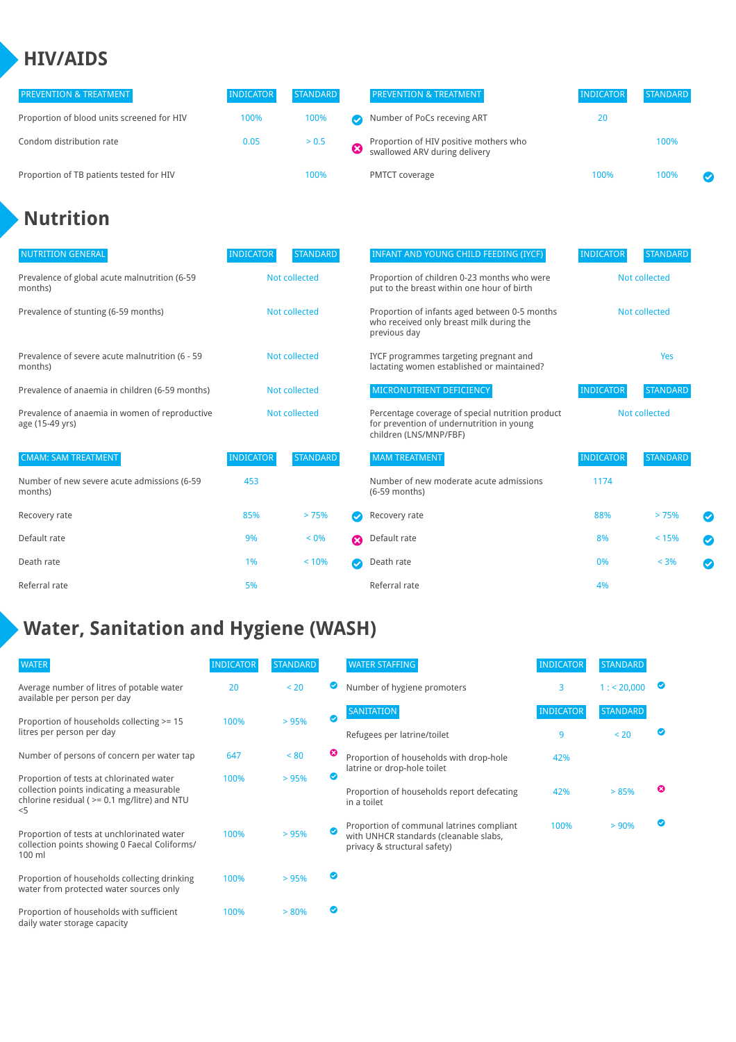# HIV/AIDS

| PREVENTION & TREATMENT | INDICATOR | STANDARD | |
|---|---|---|---|
| Proportion of blood units screened for HIV | 100% | 100% | ✔ |
| Condom distribution rate | 0.05 | > 0.5 | ✖ |
| Proportion of TB patients tested for HIV | | 100% | |

| PREVENTION & TREATMENT | INDICATOR | STANDARD | |
|---|---|---|---|
| Number of PoCs receving ART | 20 | | |
| Proportion of HIV positive mothers who swallowed ARV during delivery | | 100% | |
| PMTCT coverage | 100% | 100% | ✔ |

# Nutrition

| NUTRITION GENERAL | INDICATOR | STANDARD |
|---|---|---|
| Prevalence of global acute malnutrition (6-59 months) | Not collected | |
| Prevalence of stunting (6-59 months) | Not collected | |
| Prevalence of severe acute malnutrition (6 - 59 months) | Not collected | |
| Prevalence of anaemia in children (6-59 months) | Not collected | |
| Prevalence of anaemia in women of reproductive age (15-49 yrs) | Not collected | |

| INFANT AND YOUNG CHILD FEEDING (IYCF) | INDICATOR | STANDARD |
|---|---|---|
| Proportion of children 0-23 months who were put to the breast within one hour of birth | Not collected | |
| Proportion of infants aged between 0-5 months who received only breast milk during the previous day | Not collected | |
| IYCF programmes targeting pregnant and lactating women established or maintained? | | Yes |

| MICRONUTRIENT DEFICIENCY | INDICATOR | STANDARD |
|---|---|---|
| Percentage coverage of special nutrition product for prevention of undernutrition in young children (LNS/MNP/FBF) | Not collected | |

| CMAM: SAM TREATMENT | INDICATOR | STANDARD | |
|---|---|---|---|
| Number of new severe acute admissions (6-59 months) | 453 | | |
| Recovery rate | 85% | > 75% | ✔ |
| Default rate | 9% | < 0% | ✖ |
| Death rate | 1% | < 10% | ✔ |
| Referral rate | 5% | | |

| MAM TREATMENT | INDICATOR | STANDARD | |
|---|---|---|---|
| Number of new moderate acute admissions (6-59 months) | 1174 | | |
| Recovery rate | 88% | > 75% | ✔ |
| Default rate | 8% | < 15% | ✔ |
| Death rate | 0% | < 3% | ✔ |
| Referral rate | 4% | | |

# Water, Sanitation and Hygiene (WASH)

| WATER | INDICATOR | STANDARD | |
|---|---|---|---|
| Average number of litres of potable water available per person per day | 20 | < 20 | ✔ |
| Proportion of households collecting >= 15 litres per person per day | 100% | > 95% | ✔ |
| Number of persons of concern per water tap | 647 | < 80 | ✖ |
| Proportion of tests at chlorinated water collection points indicating a measurable chlorine residual ( >= 0.1 mg/litre) and NTU <5 | 100% | > 95% | ✔ |
| Proportion of tests at unchlorinated water collection points showing 0 Faecal Coliforms/ 100 ml | 100% | > 95% | ✔ |
| Proportion of households collecting drinking water from protected water sources only | 100% | > 95% | ✔ |
| Proportion of households with sufficient daily water storage capacity | 100% | > 80% | ✔ |

| WATER STAFFING | INDICATOR | STANDARD | |
|---|---|---|---|
| Number of hygiene promoters | 3 | 1 : < 20,000 | ✔ |

| SANITATION | INDICATOR | STANDARD | |
|---|---|---|---|
| Refugees per latrine/toilet | 9 | < 20 | ✔ |
| Proportion of households with drop-hole latrine or drop-hole toilet | 42% | | |
| Proportion of households report defecating in a toilet | 42% | > 85% | ✖ |
| Proportion of communal latrines compliant with UNHCR standards (cleanable slabs, privacy & structural safety) | 100% | > 90% | ✔ |